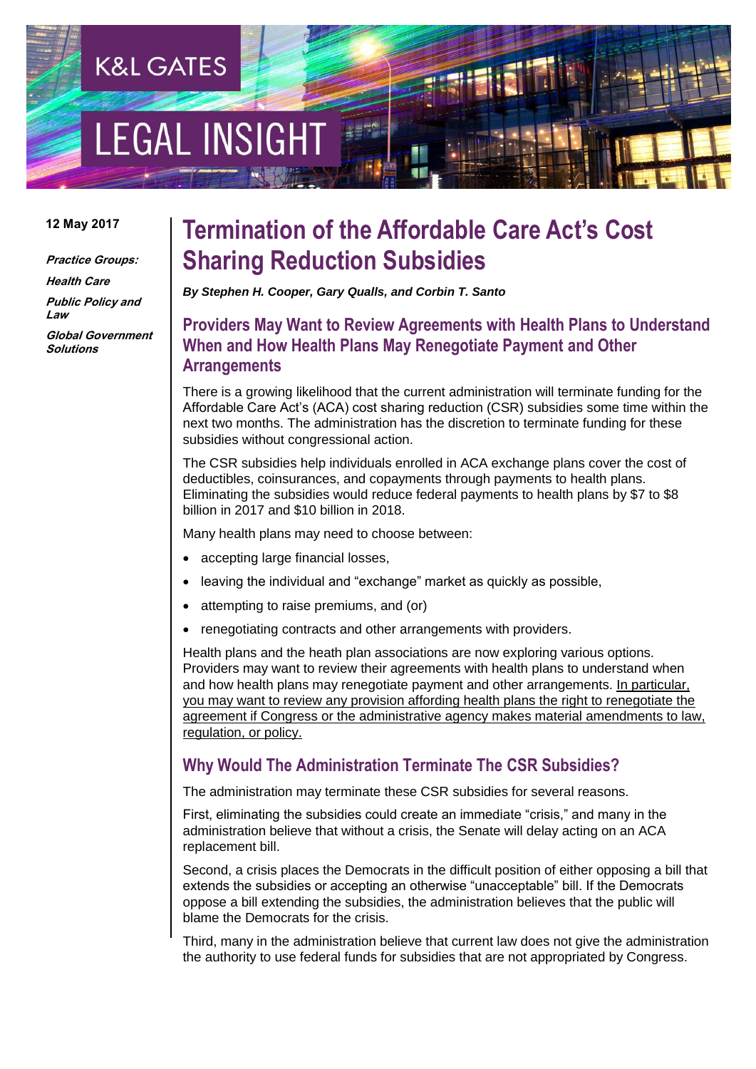K&L GATES

LEGAL INSIGHT

**12 May 2017**

***Practice Groups:***

***Health Care***

***Public Policy and Law***

***Global Government Solutions***

# Termination of the Affordable Care Act's Cost Sharing Reduction Subsidies

***By Stephen H. Cooper, Gary Qualls, and Corbin T. Santo***

## Providers May Want to Review Agreements with Health Plans to Understand When and How Health Plans May Renegotiate Payment and Other Arrangements

There is a growing likelihood that the current administration will terminate funding for the Affordable Care Act's (ACA) cost sharing reduction (CSR) subsidies some time within the next two months. The administration has the discretion to terminate funding for these subsidies without congressional action.

The CSR subsidies help individuals enrolled in ACA exchange plans cover the cost of deductibles, coinsurances, and copayments through payments to health plans. Eliminating the subsidies would reduce federal payments to health plans by $7 to $8 billion in 2017 and $10 billion in 2018.

Many health plans may need to choose between:

- accepting large financial losses,
- leaving the individual and "exchange" market as quickly as possible,
- attempting to raise premiums, and (or)
- renegotiating contracts and other arrangements with providers.

Health plans and the heath plan associations are now exploring various options. Providers may want to review their agreements with health plans to understand when and how health plans may renegotiate payment and other arrangements. <u>In particular, you may want to review any provision affording health plans the right to renegotiate the agreement if Congress or the administrative agency makes material amendments to law, regulation, or policy.</u>

## Why Would The Administration Terminate The CSR Subsidies?

The administration may terminate these CSR subsidies for several reasons.

First, eliminating the subsidies could create an immediate "crisis," and many in the administration believe that without a crisis, the Senate will delay acting on an ACA replacement bill.

Second, a crisis places the Democrats in the difficult position of either opposing a bill that extends the subsidies or accepting an otherwise "unacceptable" bill. If the Democrats oppose a bill extending the subsidies, the administration believes that the public will blame the Democrats for the crisis.

Third, many in the administration believe that current law does not give the administration the authority to use federal funds for subsidies that are not appropriated by Congress.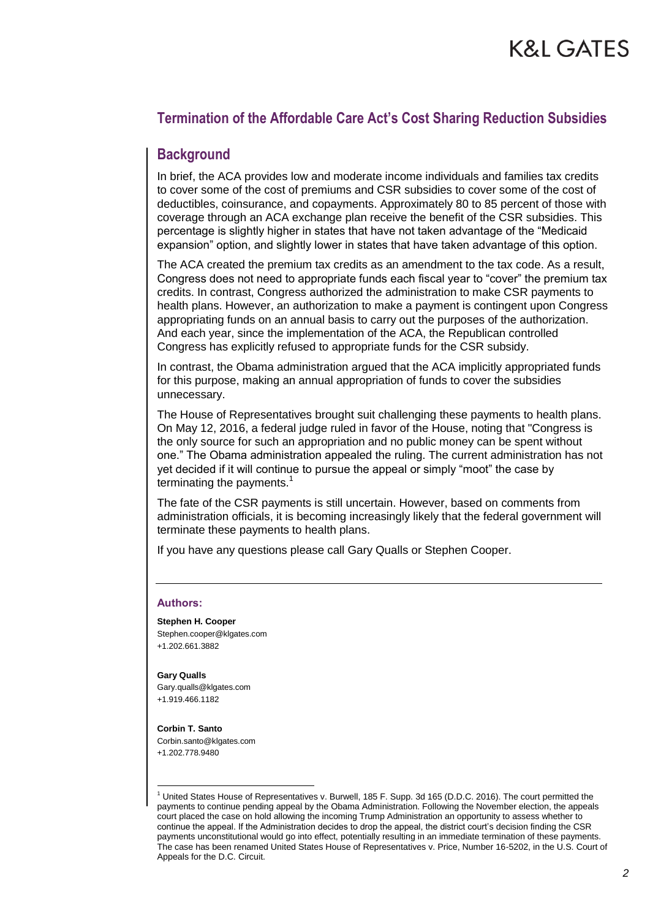## Termination of the Affordable Care Act's Cost Sharing Reduction Subsidies

### Background

In brief, the ACA provides low and moderate income individuals and families tax credits to cover some of the cost of premiums and CSR subsidies to cover some of the cost of deductibles, coinsurance, and copayments. Approximately 80 to 85 percent of those with coverage through an ACA exchange plan receive the benefit of the CSR subsidies. This percentage is slightly higher in states that have not taken advantage of the "Medicaid expansion" option, and slightly lower in states that have taken advantage of this option.

The ACA created the premium tax credits as an amendment to the tax code. As a result, Congress does not need to appropriate funds each fiscal year to "cover" the premium tax credits. In contrast, Congress authorized the administration to make CSR payments to health plans. However, an authorization to make a payment is contingent upon Congress appropriating funds on an annual basis to carry out the purposes of the authorization. And each year, since the implementation of the ACA, the Republican controlled Congress has explicitly refused to appropriate funds for the CSR subsidy.

In contrast, the Obama administration argued that the ACA implicitly appropriated funds for this purpose, making an annual appropriation of funds to cover the subsidies unnecessary.

The House of Representatives brought suit challenging these payments to health plans. On May 12, 2016, a federal judge ruled in favor of the House, noting that "Congress is the only source for such an appropriation and no public money can be spent without one." The Obama administration appealed the ruling. The current administration has not yet decided if it will continue to pursue the appeal or simply "moot" the case by terminating the payments.[1]

The fate of the CSR payments is still uncertain. However, based on comments from administration officials, it is becoming increasingly likely that the federal government will terminate these payments to health plans.

If you have any questions please call Gary Qualls or Stephen Cooper.

---

**Authors:**

**Stephen H. Cooper**
Stephen.cooper@klgates.com
+1.202.661.3882

**Gary Qualls**
Gary.qualls@klgates.com
+1.919.466.1182

**Corbin T. Santo**
Corbin.santo@klgates.com
+1.202.778.9480

---

[1] United States House of Representatives v. Burwell, 185 F. Supp. 3d 165 (D.D.C. 2016). The court permitted the payments to continue pending appeal by the Obama Administration. Following the November election, the appeals court placed the case on hold allowing the incoming Trump Administration an opportunity to assess whether to continue the appeal. If the Administration decides to drop the appeal, the district court's decision finding the CSR payments unconstitutional would go into effect, potentially resulting in an immediate termination of these payments. The case has been renamed United States House of Representatives v. Price, Number 16-5202, in the U.S. Court of Appeals for the D.C. Circuit.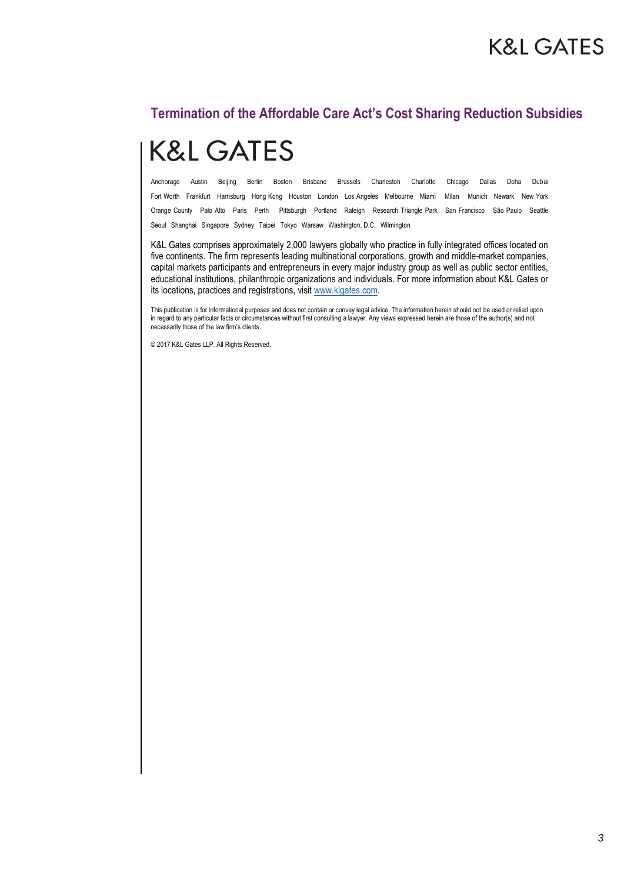K&L GATES

Anchorage Austin Beijing Berlin Boston Brisbane Brussels Charleston Charlotte Chicago Dallas Doha Dubai
Fort Worth Frankfurt Harrisburg Hong Kong Houston London Los Angeles Melbourne Miami Milan Munich Newark New York
Orange County Palo Alto Paris Perth Pittsburgh Portland Raleigh Research Triangle Park San Francisco São Paulo Seattle
Seoul Shanghai Singapore Sydney Taipei Tokyo Warsaw Washington, D.C. Wilmington

K&L Gates comprises approximately 2,000 lawyers globally who practice in fully integrated offices located on five continents. The firm represents leading multinational corporations, growth and middle-market companies, capital markets participants and entrepreneurs in every major industry group as well as public sector entities, educational institutions, philanthropic organizations and individuals. For more information about K&L Gates or its locations, practices and registrations, visit [www.klgates.com](http://www.klgates.com).

This publication is for informational purposes and does not contain or convey legal advice. The information herein should not be used or relied upon in regard to any particular facts or circumstances without first consulting a lawyer. Any views expressed herein are those of the author(s) and not necessarily those of the law firm's clients.

© 2017 K&L Gates LLP. All Rights Reserved.